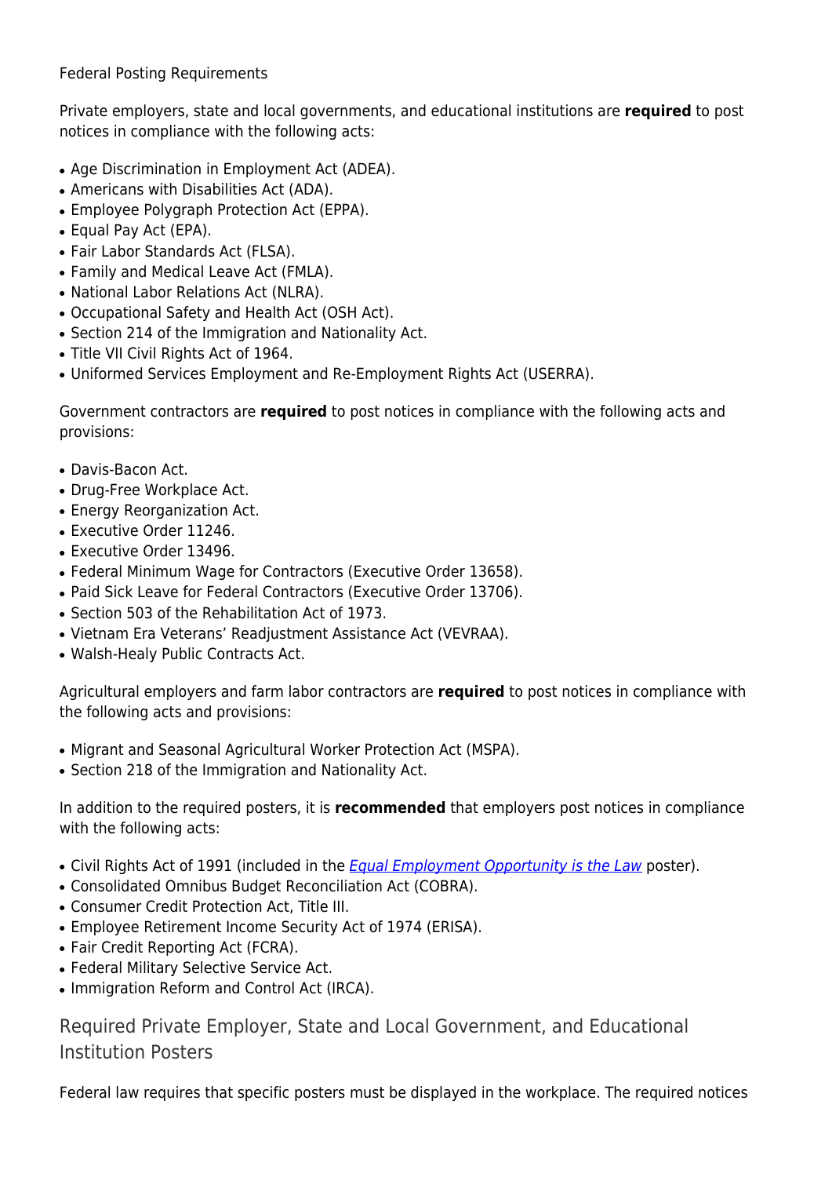Federal Posting Requirements

Private employers, state and local governments, and educational institutions are **required** to post notices in compliance with the following acts:

- Age Discrimination in Employment Act (ADEA).
- Americans with Disabilities Act (ADA).
- Employee Polygraph Protection Act (EPPA).
- Equal Pay Act (EPA).
- Fair Labor Standards Act (FLSA).
- Family and Medical Leave Act (FMLA).
- National Labor Relations Act (NLRA).
- Occupational Safety and Health Act (OSH Act).
- Section 214 of the Immigration and Nationality Act.
- Title VII Civil Rights Act of 1964.
- Uniformed Services Employment and Re-Employment Rights Act (USERRA).

Government contractors are **required** to post notices in compliance with the following acts and provisions:

- Davis-Bacon Act.
- Drug-Free Workplace Act.
- Energy Reorganization Act.
- Executive Order 11246.
- Executive Order 13496.
- Federal Minimum Wage for Contractors (Executive Order 13658).
- Paid Sick Leave for Federal Contractors (Executive Order 13706).
- Section 503 of the Rehabilitation Act of 1973.
- Vietnam Era Veterans' Readjustment Assistance Act (VEVRAA).
- Walsh-Healy Public Contracts Act.

Agricultural employers and farm labor contractors are **required** to post notices in compliance with the following acts and provisions:

- Migrant and Seasonal Agricultural Worker Protection Act (MSPA).
- Section 218 of the Immigration and Nationality Act.

In addition to the required posters, it is **recommended** that employers post notices in compliance with the following acts:

- Civil Rights Act of 1991 (included in the *Equal Employment Opportunity is the Law* poster).
- Consolidated Omnibus Budget Reconciliation Act (COBRA).
- Consumer Credit Protection Act, Title III.
- Employee Retirement Income Security Act of 1974 (ERISA).
- Fair Credit Reporting Act (FCRA).
- Federal Military Selective Service Act.
- Immigration Reform and Control Act (IRCA).

## Required Private Employer, State and Local Government, and Educational Institution Posters

Federal law requires that specific posters must be displayed in the workplace. The required notices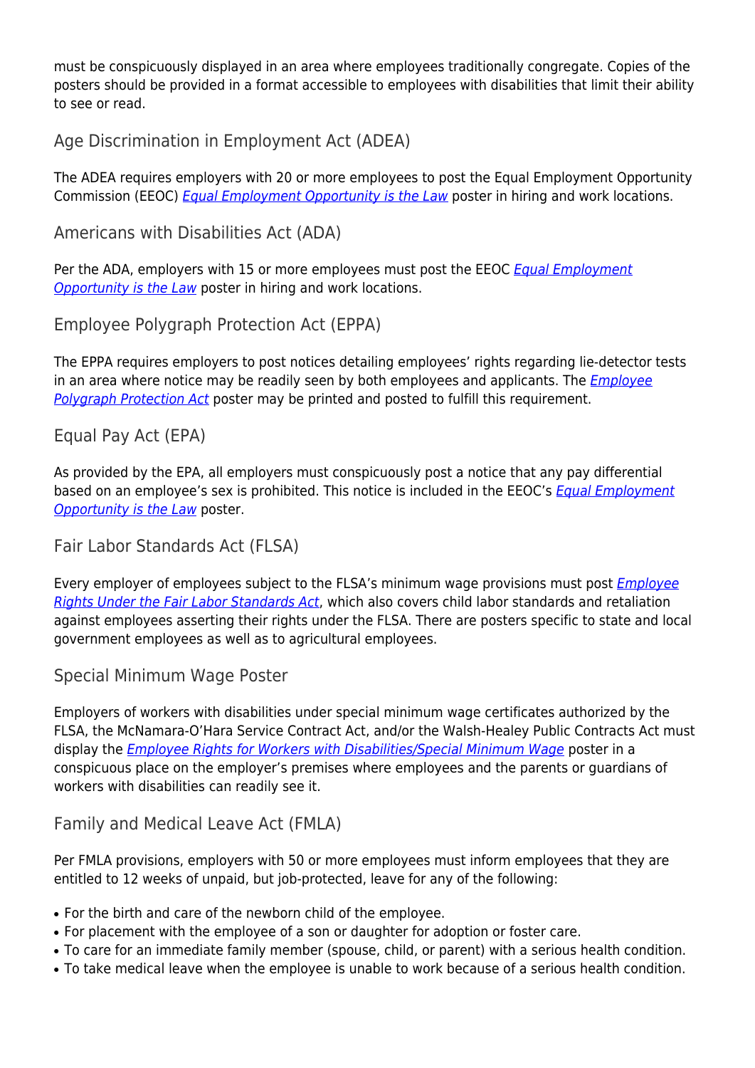must be conspicuously displayed in an area where employees traditionally congregate. Copies of the posters should be provided in a format accessible to employees with disabilities that limit their ability to see or read.

### Age Discrimination in Employment Act (ADEA)

The ADEA requires employers with 20 or more employees to post the Equal Employment Opportunity Commission (EEOC) *Equal Employment Opportunity is the Law* poster in hiring and work locations.

### Americans with Disabilities Act (ADA)

Per the ADA, employers with 15 or more employees must post the EEOC *Equal Employment Opportunity is the Law* poster in hiring and work locations.

### Employee Polygraph Protection Act (EPPA)

The EPPA requires employers to post notices detailing employees' rights regarding lie-detector tests in an area where notice may be readily seen by both employees and applicants. The *Employee Polygraph Protection Act* poster may be printed and posted to fulfill this requirement.

### Equal Pay Act (EPA)

As provided by the EPA, all employers must conspicuously post a notice that any pay differential based on an employee's sex is prohibited. This notice is included in the EEOC's *Equal Employment Opportunity is the Law* poster.

### Fair Labor Standards Act (FLSA)

Every employer of employees subject to the FLSA's minimum wage provisions must post *Employee Rights Under the Fair Labor Standards Act*, which also covers child labor standards and retaliation against employees asserting their rights under the FLSA. There are posters specific to state and local government employees as well as to agricultural employees.

### Special Minimum Wage Poster

Employers of workers with disabilities under special minimum wage certificates authorized by the FLSA, the McNamara-O'Hara Service Contract Act, and/or the Walsh-Healey Public Contracts Act must display the *Employee Rights for Workers with Disabilities/Special Minimum Wage* poster in a conspicuous place on the employer's premises where employees and the parents or guardians of workers with disabilities can readily see it.

### Family and Medical Leave Act (FMLA)

Per FMLA provisions, employers with 50 or more employees must inform employees that they are entitled to 12 weeks of unpaid, but job-protected, leave for any of the following:

- For the birth and care of the newborn child of the employee.
- For placement with the employee of a son or daughter for adoption or foster care.
- To care for an immediate family member (spouse, child, or parent) with a serious health condition.
- To take medical leave when the employee is unable to work because of a serious health condition.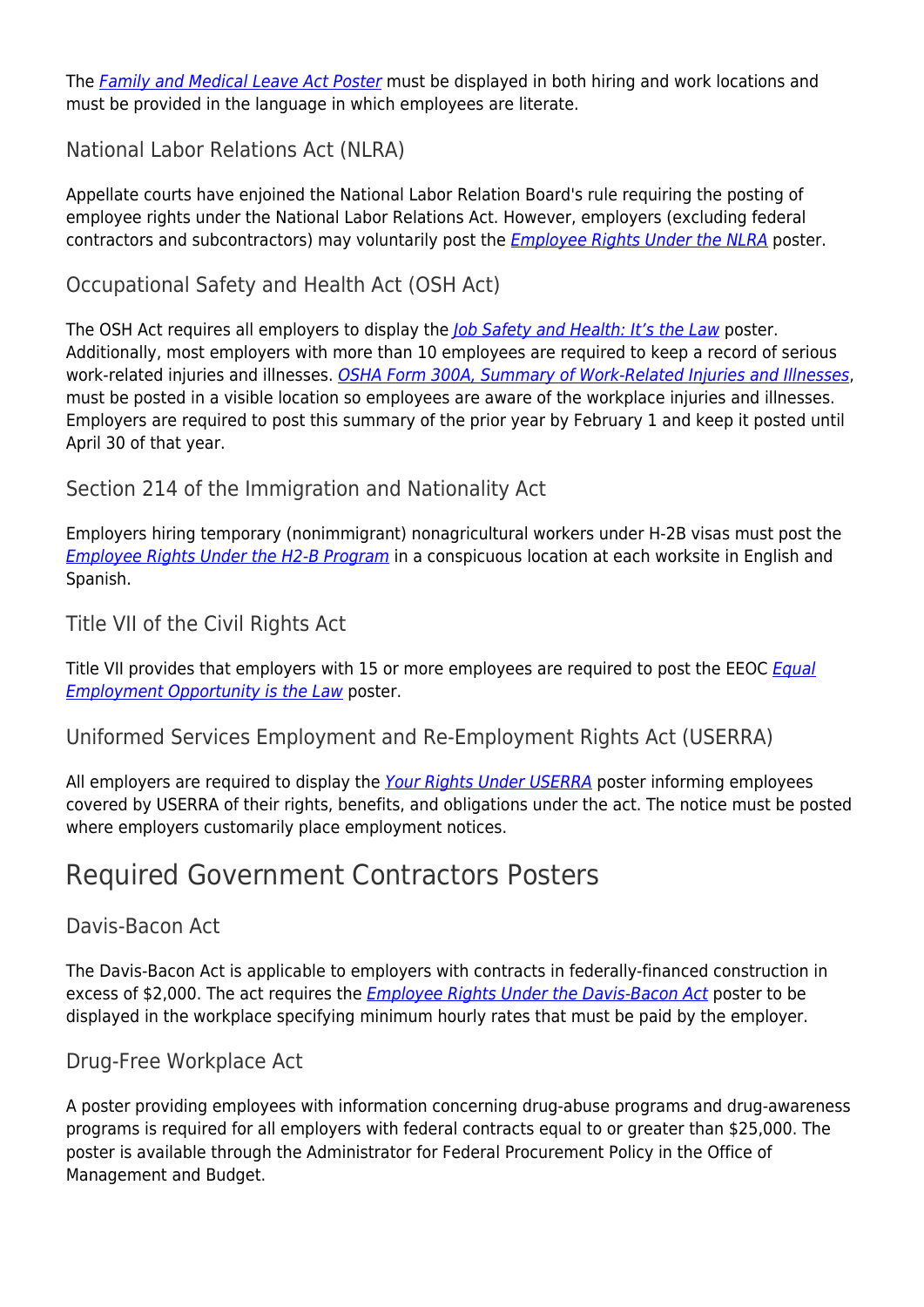The *Family and Medical Leave Act Poster* must be displayed in both hiring and work locations and must be provided in the language in which employees are literate.

### National Labor Relations Act (NLRA)

Appellate courts have enjoined the National Labor Relation Board's rule requiring the posting of employee rights under the National Labor Relations Act. However, employers (excluding federal contractors and subcontractors) may voluntarily post the *Employee Rights Under the NLRA* poster.

### Occupational Safety and Health Act (OSH Act)

The OSH Act requires all employers to display the *Job Safety and Health: It's the Law* poster. Additionally, most employers with more than 10 employees are required to keep a record of serious work-related injuries and illnesses. *OSHA Form 300A, Summary of Work-Related Injuries and Illnesses*, must be posted in a visible location so employees are aware of the workplace injuries and illnesses. Employers are required to post this summary of the prior year by February 1 and keep it posted until April 30 of that year.

### Section 214 of the Immigration and Nationality Act

Employers hiring temporary (nonimmigrant) nonagricultural workers under H-2B visas must post the *Employee Rights Under the H2-B Program* in a conspicuous location at each worksite in English and Spanish.

### Title VII of the Civil Rights Act

Title VII provides that employers with 15 or more employees are required to post the EEOC *Equal Employment Opportunity is the Law* poster.

### Uniformed Services Employment and Re-Employment Rights Act (USERRA)

All employers are required to display the *Your Rights Under USERRA* poster informing employees covered by USERRA of their rights, benefits, and obligations under the act. The notice must be posted where employers customarily place employment notices.

## Required Government Contractors Posters

### Davis-Bacon Act

The Davis-Bacon Act is applicable to employers with contracts in federally-financed construction in excess of $2,000. The act requires the *Employee Rights Under the Davis-Bacon Act* poster to be displayed in the workplace specifying minimum hourly rates that must be paid by the employer.

### Drug-Free Workplace Act

A poster providing employees with information concerning drug-abuse programs and drug-awareness programs is required for all employers with federal contracts equal to or greater than $25,000. The poster is available through the Administrator for Federal Procurement Policy in the Office of Management and Budget.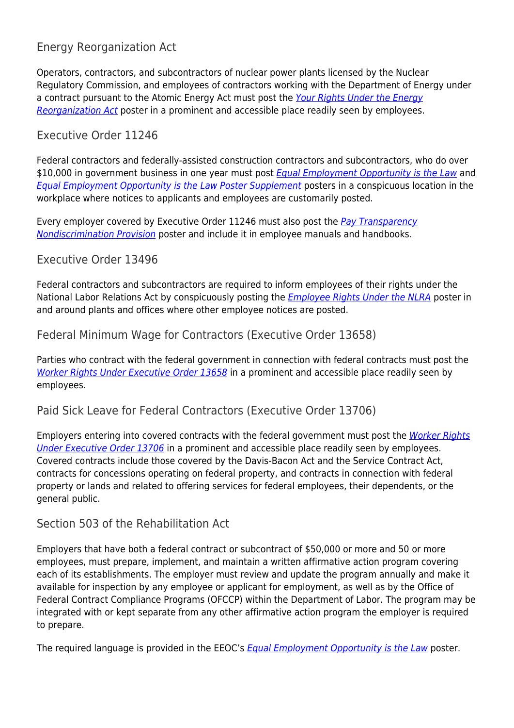## Energy Reorganization Act

Operators, contractors, and subcontractors of nuclear power plants licensed by the Nuclear Regulatory Commission, and employees of contractors working with the Department of Energy under a contract pursuant to the Atomic Energy Act must post the *Your Rights Under the Energy Reorganization Act* poster in a prominent and accessible place readily seen by employees.

## Executive Order 11246

Federal contractors and federally-assisted construction contractors and subcontractors, who do over $10,000 in government business in one year must post *Equal Employment Opportunity is the Law* and *Equal Employment Opportunity is the Law Poster Supplement* posters in a conspicuous location in the workplace where notices to applicants and employees are customarily posted.

Every employer covered by Executive Order 11246 must also post the *Pay Transparency Nondiscrimination Provision* poster and include it in employee manuals and handbooks.

## Executive Order 13496

Federal contractors and subcontractors are required to inform employees of their rights under the National Labor Relations Act by conspicuously posting the *Employee Rights Under the NLRA* poster in and around plants and offices where other employee notices are posted.

## Federal Minimum Wage for Contractors (Executive Order 13658)

Parties who contract with the federal government in connection with federal contracts must post the *Worker Rights Under Executive Order 13658* in a prominent and accessible place readily seen by employees.

## Paid Sick Leave for Federal Contractors (Executive Order 13706)

Employers entering into covered contracts with the federal government must post the *Worker Rights Under Executive Order 13706* in a prominent and accessible place readily seen by employees. Covered contracts include those covered by the Davis-Bacon Act and the Service Contract Act, contracts for concessions operating on federal property, and contracts in connection with federal property or lands and related to offering services for federal employees, their dependents, or the general public.

## Section 503 of the Rehabilitation Act

Employers that have both a federal contract or subcontract of $50,000 or more and 50 or more employees, must prepare, implement, and maintain a written affirmative action program covering each of its establishments. The employer must review and update the program annually and make it available for inspection by any employee or applicant for employment, as well as by the Office of Federal Contract Compliance Programs (OFCCP) within the Department of Labor. The program may be integrated with or kept separate from any other affirmative action program the employer is required to prepare.

The required language is provided in the EEOC's *Equal Employment Opportunity is the Law* poster.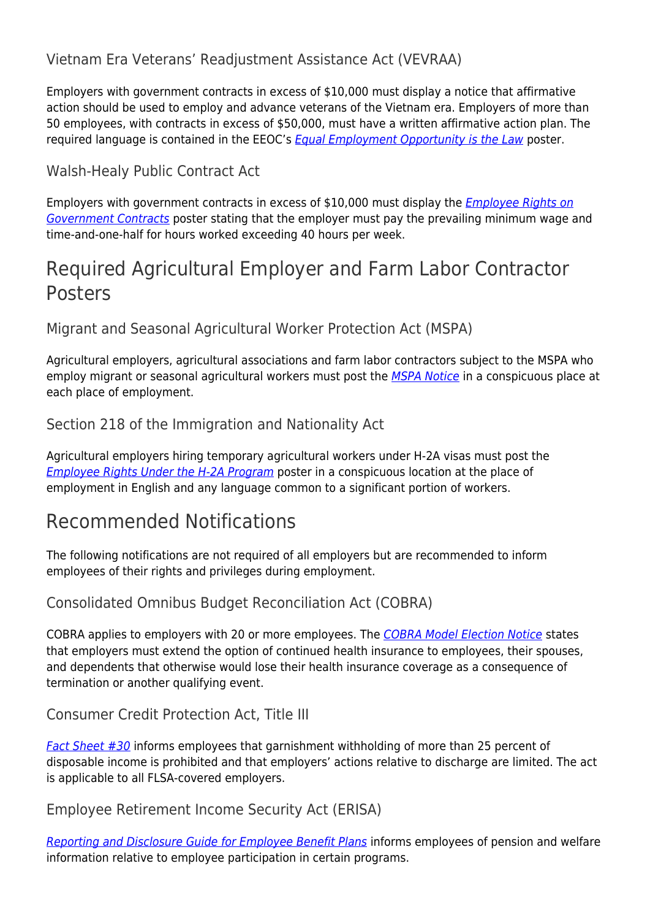### Vietnam Era Veterans' Readjustment Assistance Act (VEVRAA)

Employers with government contracts in excess of $10,000 must display a notice that affirmative action should be used to employ and advance veterans of the Vietnam era. Employers of more than 50 employees, with contracts in excess of $50,000, must have a written affirmative action plan. The required language is contained in the EEOC's *Equal Employment Opportunity is the Law* poster.

### Walsh-Healy Public Contract Act

Employers with government contracts in excess of $10,000 must display the *Employee Rights on Government Contracts* poster stating that the employer must pay the prevailing minimum wage and time-and-one-half for hours worked exceeding 40 hours per week.

## Required Agricultural Employer and Farm Labor Contractor Posters

### Migrant and Seasonal Agricultural Worker Protection Act (MSPA)

Agricultural employers, agricultural associations and farm labor contractors subject to the MSPA who employ migrant or seasonal agricultural workers must post the *MSPA Notice* in a conspicuous place at each place of employment.

### Section 218 of the Immigration and Nationality Act

Agricultural employers hiring temporary agricultural workers under H-2A visas must post the *Employee Rights Under the H-2A Program* poster in a conspicuous location at the place of employment in English and any language common to a significant portion of workers.

## Recommended Notifications

The following notifications are not required of all employers but are recommended to inform employees of their rights and privileges during employment.

### Consolidated Omnibus Budget Reconciliation Act (COBRA)

COBRA applies to employers with 20 or more employees. The *COBRA Model Election Notice* states that employers must extend the option of continued health insurance to employees, their spouses, and dependents that otherwise would lose their health insurance coverage as a consequence of termination or another qualifying event.

### Consumer Credit Protection Act, Title III

*Fact Sheet #30* informs employees that garnishment withholding of more than 25 percent of disposable income is prohibited and that employers' actions relative to discharge are limited. The act is applicable to all FLSA-covered employers.

### Employee Retirement Income Security Act (ERISA)

*Reporting and Disclosure Guide for Employee Benefit Plans* informs employees of pension and welfare information relative to employee participation in certain programs.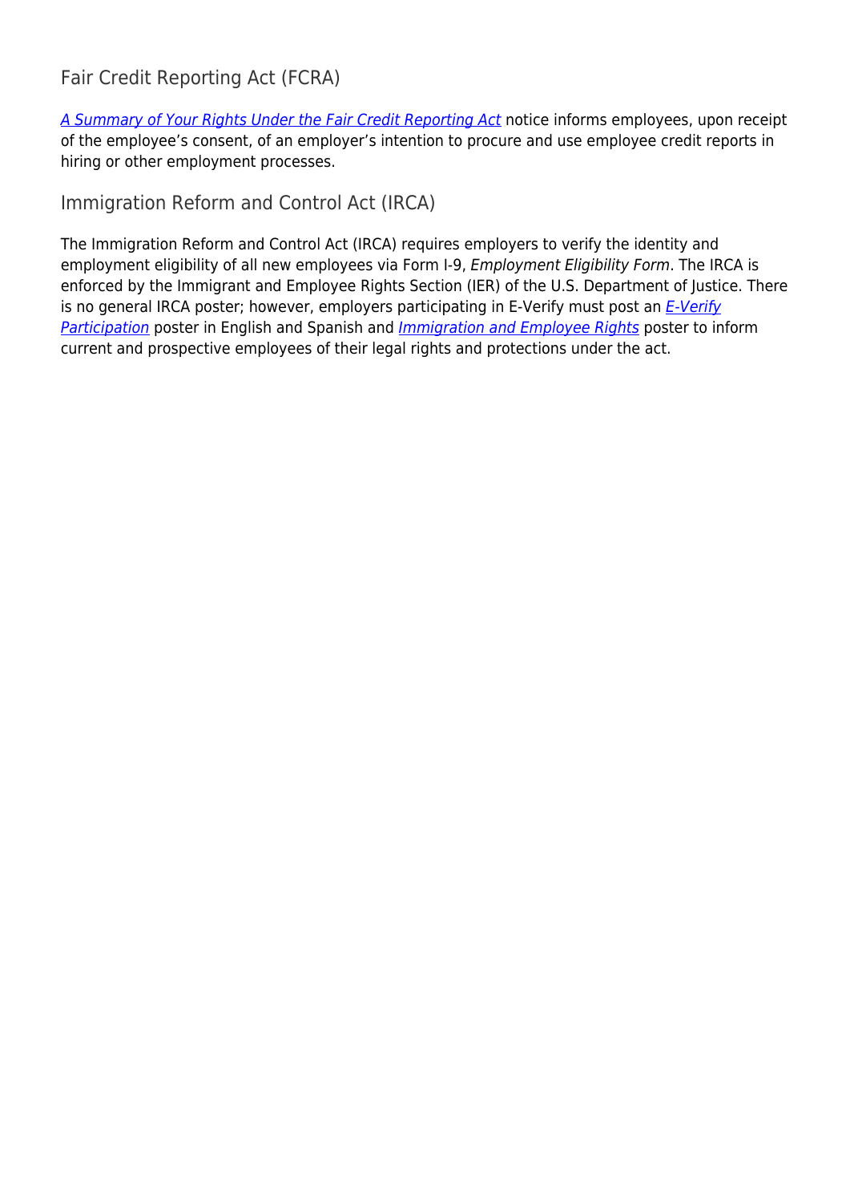## Fair Credit Reporting Act (FCRA)

*A Summary of Your Rights Under the Fair Credit Reporting Act* notice informs employees, upon receipt of the employee's consent, of an employer's intention to procure and use employee credit reports in hiring or other employment processes.

## Immigration Reform and Control Act (IRCA)

The Immigration Reform and Control Act (IRCA) requires employers to verify the identity and employment eligibility of all new employees via Form I-9, *Employment Eligibility Form*. The IRCA is enforced by the Immigrant and Employee Rights Section (IER) of the U.S. Department of Justice. There is no general IRCA poster; however, employers participating in E-Verify must post an *E-Verify Participation* poster in English and Spanish and *Immigration and Employee Rights* poster to inform current and prospective employees of their legal rights and protections under the act.